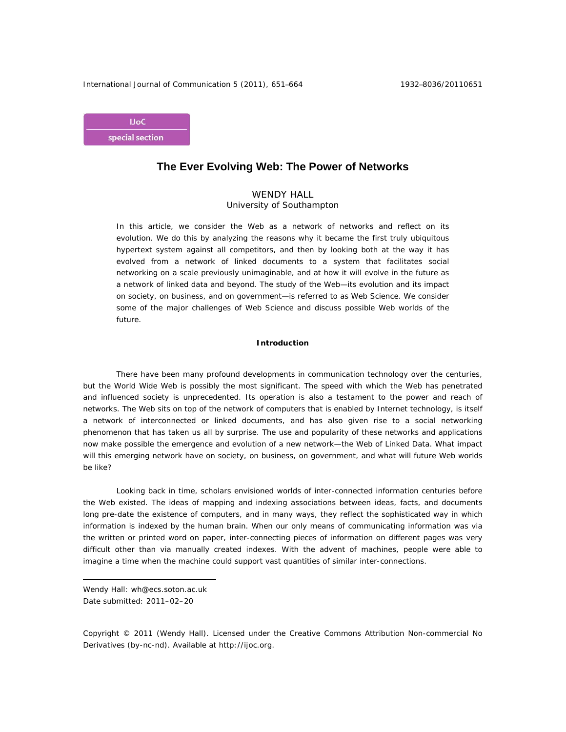IJoC
special section

# The Ever Evolving Web: The Power of Networks

WENDY HALL
University of Southampton

In this article, we consider the Web as a network of networks and reflect on its evolution. We do this by analyzing the reasons why it became the first truly ubiquitous hypertext system against all competitors, and then by looking both at the way it has evolved from a network of linked documents to a system that facilitates social networking on a scale previously unimaginable, and at how it will evolve in the future as a network of linked data and beyond. The study of the Web—its evolution and its impact on society, on business, and on government—is referred to as Web Science. We consider some of the major challenges of Web Science and discuss possible Web worlds of the future.

## Introduction

There have been many profound developments in communication technology over the centuries, but the World Wide Web is possibly the most significant. The speed with which the Web has penetrated and influenced society is unprecedented. Its operation is also a testament to the power and reach of networks. The Web sits on top of the network of computers that is enabled by Internet technology, is itself a network of interconnected or linked documents, and has also given rise to a social networking phenomenon that has taken us all by surprise. The use and popularity of these networks and applications now make possible the emergence and evolution of a new network—the Web of Linked Data. What impact will this emerging network have on society, on business, on government, and what will future Web worlds be like?

Looking back in time, scholars envisioned worlds of inter-connected information centuries before the Web existed. The ideas of mapping and indexing associations between ideas, facts, and documents long pre-date the existence of computers, and in many ways, they reflect the sophisticated way in which information is indexed by the human brain. When our only means of communicating information was via the written or printed word on paper, inter-connecting pieces of information on different pages was very difficult other than via manually created indexes. With the advent of machines, people were able to imagine a time when the machine could support vast quantities of similar inter-connections.

---

Wendy Hall: wh@ecs.soton.ac.uk
Date submitted: 2011–02–20

Copyright © 2011 (Wendy Hall). Licensed under the Creative Commons Attribution Non-commercial No Derivatives (by-nc-nd). Available at http://ijoc.org.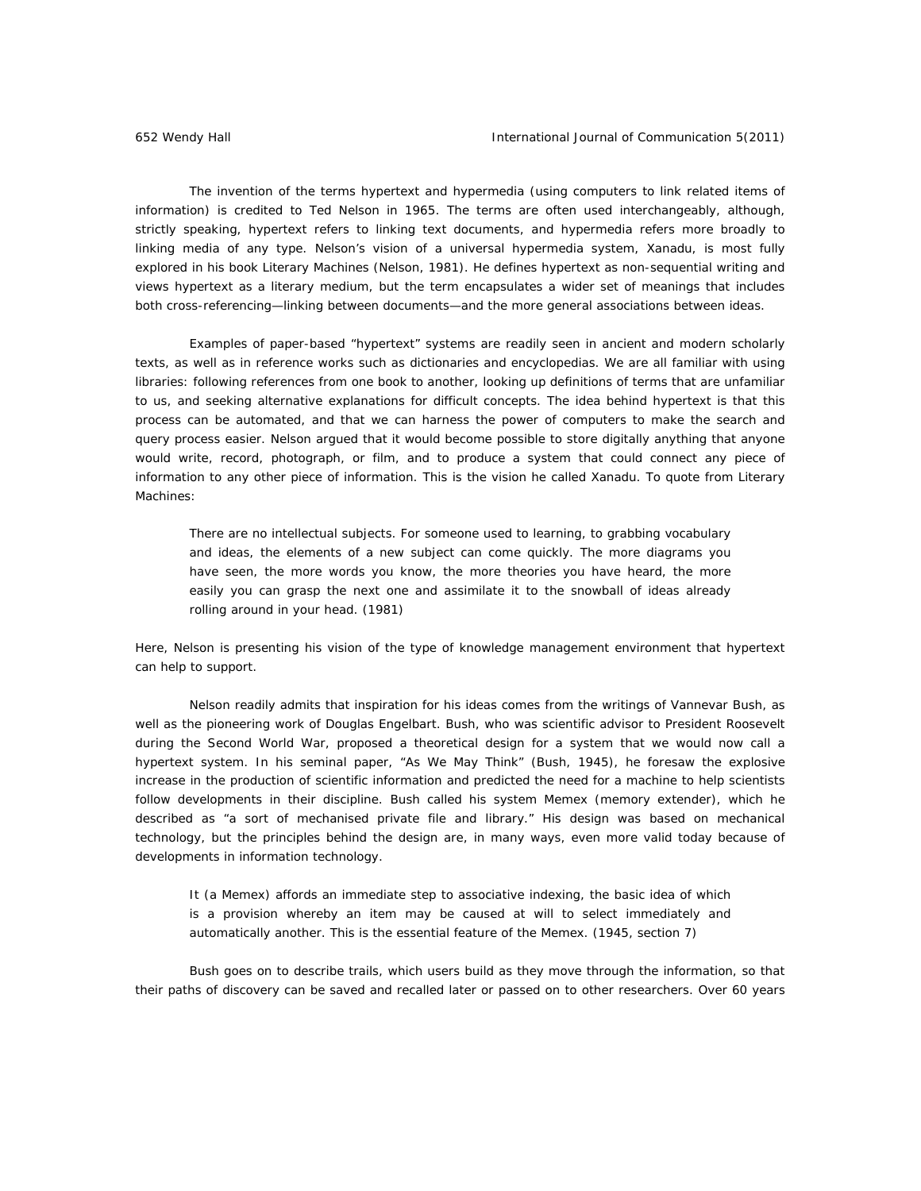The invention of the terms hypertext and hypermedia (using computers to link related items of information) is credited to Ted Nelson in 1965. The terms are often used interchangeably, although, strictly speaking, hypertext refers to linking text documents, and hypermedia refers more broadly to linking media of any type. Nelson's vision of a universal hypermedia system, Xanadu, is most fully explored in his book Literary Machines (Nelson, 1981). He defines hypertext as non-sequential writing and views hypertext as a literary medium, but the term encapsulates a wider set of meanings that includes both cross-referencing—linking between documents—and the more general associations between ideas.

Examples of paper-based "hypertext" systems are readily seen in ancient and modern scholarly texts, as well as in reference works such as dictionaries and encyclopedias. We are all familiar with using libraries: following references from one book to another, looking up definitions of terms that are unfamiliar to us, and seeking alternative explanations for difficult concepts. The idea behind hypertext is that this process can be automated, and that we can harness the power of computers to make the search and query process easier. Nelson argued that it would become possible to store digitally anything that anyone would write, record, photograph, or film, and to produce a system that could connect any piece of information to any other piece of information. This is the vision he called Xanadu. To quote from Literary Machines:

> There are no intellectual subjects. For someone used to learning, to grabbing vocabulary and ideas, the elements of a new subject can come quickly. The more diagrams you have seen, the more words you know, the more theories you have heard, the more easily you can grasp the next one and assimilate it to the snowball of ideas already rolling around in your head. (1981)

Here, Nelson is presenting his vision of the type of knowledge management environment that hypertext can help to support.

Nelson readily admits that inspiration for his ideas comes from the writings of Vannevar Bush, as well as the pioneering work of Douglas Engelbart. Bush, who was scientific advisor to President Roosevelt during the Second World War, proposed a theoretical design for a system that we would now call a hypertext system. In his seminal paper, "As We May Think" (Bush, 1945), he foresaw the explosive increase in the production of scientific information and predicted the need for a machine to help scientists follow developments in their discipline. Bush called his system Memex (memory extender), which he described as "a sort of mechanised private file and library." His design was based on mechanical technology, but the principles behind the design are, in many ways, even more valid today because of developments in information technology.

> It (a Memex) affords an immediate step to associative indexing, the basic idea of which is a provision whereby an item may be caused at will to select immediately and automatically another. This is the essential feature of the Memex. (1945, section 7)

Bush goes on to describe trails, which users build as they move through the information, so that their paths of discovery can be saved and recalled later or passed on to other researchers. Over 60 years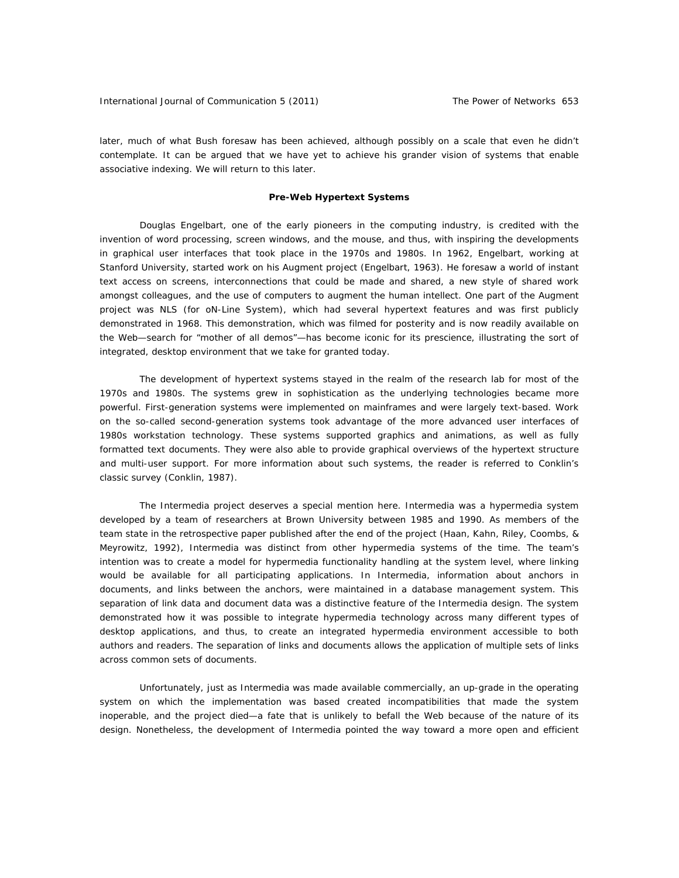later, much of what Bush foresaw has been achieved, although possibly on a scale that even he didn't contemplate. It can be argued that we have yet to achieve his grander vision of systems that enable associative indexing. We will return to this later.

## Pre-Web Hypertext Systems

Douglas Engelbart, one of the early pioneers in the computing industry, is credited with the invention of word processing, screen windows, and the mouse, and thus, with inspiring the developments in graphical user interfaces that took place in the 1970s and 1980s. In 1962, Engelbart, working at Stanford University, started work on his Augment project (Engelbart, 1963). He foresaw a world of instant text access on screens, interconnections that could be made and shared, a new style of shared work amongst colleagues, and the use of computers to augment the human intellect. One part of the Augment project was NLS (for oN-Line System), which had several hypertext features and was first publicly demonstrated in 1968. This demonstration, which was filmed for posterity and is now readily available on the Web—search for "mother of all demos"—has become iconic for its prescience, illustrating the sort of integrated, desktop environment that we take for granted today.

The development of hypertext systems stayed in the realm of the research lab for most of the 1970s and 1980s. The systems grew in sophistication as the underlying technologies became more powerful. First-generation systems were implemented on mainframes and were largely text-based. Work on the so-called second-generation systems took advantage of the more advanced user interfaces of 1980s workstation technology. These systems supported graphics and animations, as well as fully formatted text documents. They were also able to provide graphical overviews of the hypertext structure and multi-user support. For more information about such systems, the reader is referred to Conklin's classic survey (Conklin, 1987).

The Intermedia project deserves a special mention here. Intermedia was a hypermedia system developed by a team of researchers at Brown University between 1985 and 1990. As members of the team state in the retrospective paper published after the end of the project (Haan, Kahn, Riley, Coombs, & Meyrowitz, 1992), Intermedia was distinct from other hypermedia systems of the time. The team's intention was to create a model for hypermedia functionality handling at the system level, where linking would be available for all participating applications. In Intermedia, information about anchors in documents, and links between the anchors, were maintained in a database management system. This separation of link data and document data was a distinctive feature of the Intermedia design. The system demonstrated how it was possible to integrate hypermedia technology across many different types of desktop applications, and thus, to create an integrated hypermedia environment accessible to both authors and readers. The separation of links and documents allows the application of multiple sets of links across common sets of documents.

Unfortunately, just as Intermedia was made available commercially, an up-grade in the operating system on which the implementation was based created incompatibilities that made the system inoperable, and the project died—a fate that is unlikely to befall the Web because of the nature of its design. Nonetheless, the development of Intermedia pointed the way toward a more open and efficient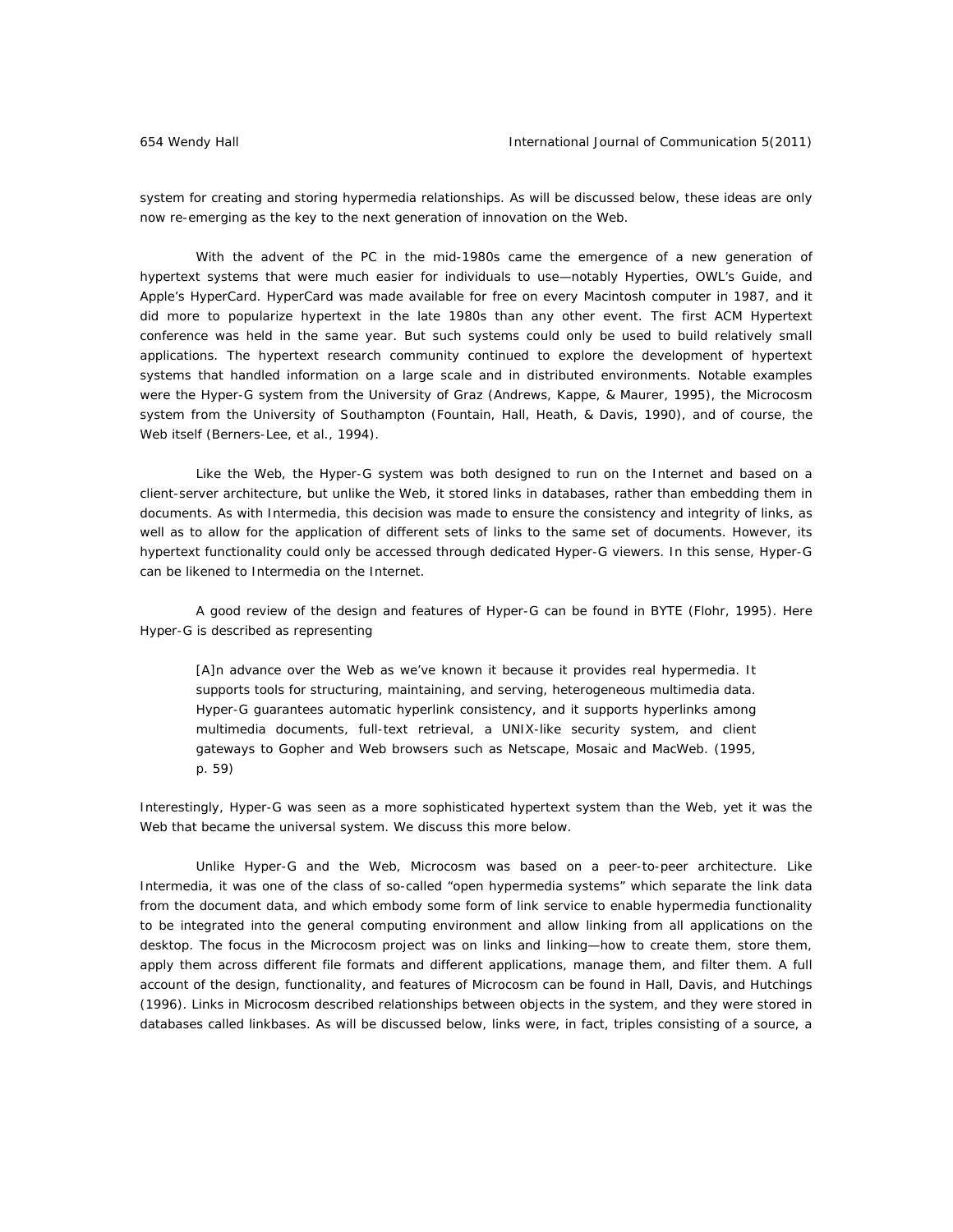system for creating and storing hypermedia relationships. As will be discussed below, these ideas are only now re-emerging as the key to the next generation of innovation on the Web.

With the advent of the PC in the mid-1980s came the emergence of a new generation of hypertext systems that were much easier for individuals to use—notably Hyperties, OWL's Guide, and Apple's HyperCard. HyperCard was made available for free on every Macintosh computer in 1987, and it did more to popularize hypertext in the late 1980s than any other event. The first ACM Hypertext conference was held in the same year. But such systems could only be used to build relatively small applications. The hypertext research community continued to explore the development of hypertext systems that handled information on a large scale and in distributed environments. Notable examples were the Hyper-G system from the University of Graz (Andrews, Kappe, & Maurer, 1995), the Microcosm system from the University of Southampton (Fountain, Hall, Heath, & Davis, 1990), and of course, the Web itself (Berners-Lee, et al., 1994).

Like the Web, the Hyper-G system was both designed to run on the Internet and based on a client-server architecture, but unlike the Web, it stored links in databases, rather than embedding them in documents. As with Intermedia, this decision was made to ensure the consistency and integrity of links, as well as to allow for the application of different sets of links to the same set of documents. However, its hypertext functionality could only be accessed through dedicated Hyper-G viewers. In this sense, Hyper-G can be likened to Intermedia on the Internet.

A good review of the design and features of Hyper-G can be found in BYTE (Flohr, 1995). Here Hyper-G is described as representing

> [A]n advance over the Web as we've known it because it provides real hypermedia. It supports tools for structuring, maintaining, and serving, heterogeneous multimedia data. Hyper-G guarantees automatic hyperlink consistency, and it supports hyperlinks among multimedia documents, full-text retrieval, a UNIX-like security system, and client gateways to Gopher and Web browsers such as Netscape, Mosaic and MacWeb. (1995, p. 59)

Interestingly, Hyper-G was seen as a more sophisticated hypertext system than the Web, yet it was the Web that became the universal system. We discuss this more below.

Unlike Hyper-G and the Web, Microcosm was based on a peer-to-peer architecture. Like Intermedia, it was one of the class of so-called "open hypermedia systems" which separate the link data from the document data, and which embody some form of link service to enable hypermedia functionality to be integrated into the general computing environment and allow linking from all applications on the desktop. The focus in the Microcosm project was on links and linking—how to create them, store them, apply them across different file formats and different applications, manage them, and filter them. A full account of the design, functionality, and features of Microcosm can be found in Hall, Davis, and Hutchings (1996). Links in Microcosm described relationships between objects in the system, and they were stored in databases called linkbases. As will be discussed below, links were, in fact, triples consisting of a source, a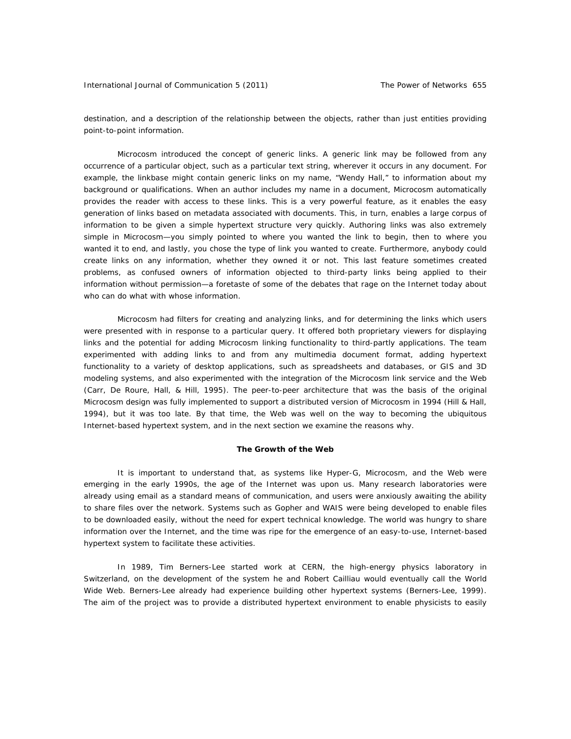destination, and a description of the relationship between the objects, rather than just entities providing point-to-point information.

Microcosm introduced the concept of generic links. A generic link may be followed from any occurrence of a particular object, such as a particular text string, wherever it occurs in any document. For example, the linkbase might contain generic links on my name, "Wendy Hall," to information about my background or qualifications. When an author includes my name in a document, Microcosm automatically provides the reader with access to these links. This is a very powerful feature, as it enables the easy generation of links based on metadata associated with documents. This, in turn, enables a large corpus of information to be given a simple hypertext structure very quickly. Authoring links was also extremely simple in Microcosm—you simply pointed to where you wanted the link to begin, then to where you wanted it to end, and lastly, you chose the type of link you wanted to create. Furthermore, anybody could create links on any information, whether they owned it or not. This last feature sometimes created problems, as confused owners of information objected to third-party links being applied to their information without permission—a foretaste of some of the debates that rage on the Internet today about who can do what with whose information.

Microcosm had filters for creating and analyzing links, and for determining the links which users were presented with in response to a particular query. It offered both proprietary viewers for displaying links and the potential for adding Microcosm linking functionality to third-partly applications. The team experimented with adding links to and from any multimedia document format, adding hypertext functionality to a variety of desktop applications, such as spreadsheets and databases, or GIS and 3D modeling systems, and also experimented with the integration of the Microcosm link service and the Web (Carr, De Roure, Hall, & Hill, 1995). The peer-to-peer architecture that was the basis of the original Microcosm design was fully implemented to support a distributed version of Microcosm in 1994 (Hill & Hall, 1994), but it was too late. By that time, the Web was well on the way to becoming the ubiquitous Internet-based hypertext system, and in the next section we examine the reasons why.

## The Growth of the Web

It is important to understand that, as systems like Hyper-G, Microcosm, and the Web were emerging in the early 1990s, the age of the Internet was upon us. Many research laboratories were already using email as a standard means of communication, and users were anxiously awaiting the ability to share files over the network. Systems such as Gopher and WAIS were being developed to enable files to be downloaded easily, without the need for expert technical knowledge. The world was hungry to share information over the Internet, and the time was ripe for the emergence of an easy-to-use, Internet-based hypertext system to facilitate these activities.

In 1989, Tim Berners-Lee started work at CERN, the high-energy physics laboratory in Switzerland, on the development of the system he and Robert Cailliau would eventually call the World Wide Web. Berners-Lee already had experience building other hypertext systems (Berners-Lee, 1999). The aim of the project was to provide a distributed hypertext environment to enable physicists to easily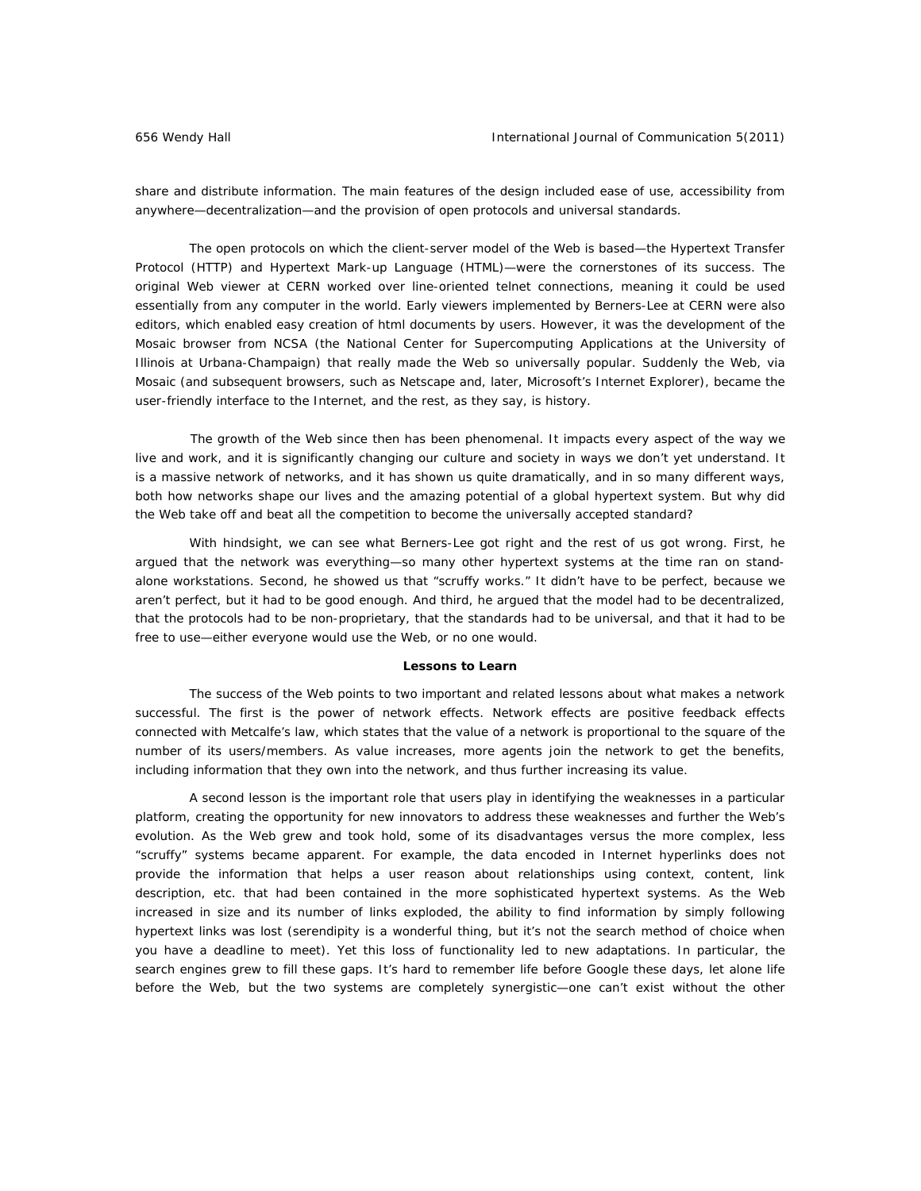share and distribute information. The main features of the design included ease of use, accessibility from anywhere—decentralization—and the provision of open protocols and universal standards.

The open protocols on which the client-server model of the Web is based—the Hypertext Transfer Protocol (HTTP) and Hypertext Mark-up Language (HTML)—were the cornerstones of its success. The original Web viewer at CERN worked over line-oriented telnet connections, meaning it could be used essentially from any computer in the world. Early viewers implemented by Berners-Lee at CERN were also editors, which enabled easy creation of html documents by users. However, it was the development of the Mosaic browser from NCSA (the National Center for Supercomputing Applications at the University of Illinois at Urbana-Champaign) that really made the Web so universally popular. Suddenly the Web, via Mosaic (and subsequent browsers, such as Netscape and, later, Microsoft's Internet Explorer), became the user-friendly interface to the Internet, and the rest, as they say, is history.

The growth of the Web since then has been phenomenal. It impacts every aspect of the way we live and work, and it is significantly changing our culture and society in ways we don't yet understand. It is a massive network of networks, and it has shown us quite dramatically, and in so many different ways, both how networks shape our lives and the amazing potential of a global hypertext system. But why did the Web take off and beat all the competition to become the universally accepted standard?

With hindsight, we can see what Berners-Lee got right and the rest of us got wrong. First, he argued that the network was everything—so many other hypertext systems at the time ran on stand-alone workstations. Second, he showed us that "scruffy works." It didn't have to be perfect, because we aren't perfect, but it had to be good enough. And third, he argued that the model had to be decentralized, that the protocols had to be non-proprietary, that the standards had to be universal, and that it had to be free to use—either everyone would use the Web, or no one would.

## Lessons to Learn

The success of the Web points to two important and related lessons about what makes a network successful. The first is the power of network effects. Network effects are positive feedback effects connected with Metcalfe's law, which states that the value of a network is proportional to the square of the number of its users/members. As value increases, more agents join the network to get the benefits, including information that they own into the network, and thus further increasing its value.

A second lesson is the important role that users play in identifying the weaknesses in a particular platform, creating the opportunity for new innovators to address these weaknesses and further the Web's evolution. As the Web grew and took hold, some of its disadvantages versus the more complex, less "scruffy" systems became apparent. For example, the data encoded in Internet hyperlinks does not provide the information that helps a user reason about relationships using context, content, link description, etc. that had been contained in the more sophisticated hypertext systems. As the Web increased in size and its number of links exploded, the ability to find information by simply following hypertext links was lost (serendipity is a wonderful thing, but it's not the search method of choice when you have a deadline to meet). Yet this loss of functionality led to new adaptations. In particular, the search engines grew to fill these gaps. It's hard to remember life before Google these days, let alone life before the Web, but the two systems are completely synergistic—one can't exist without the other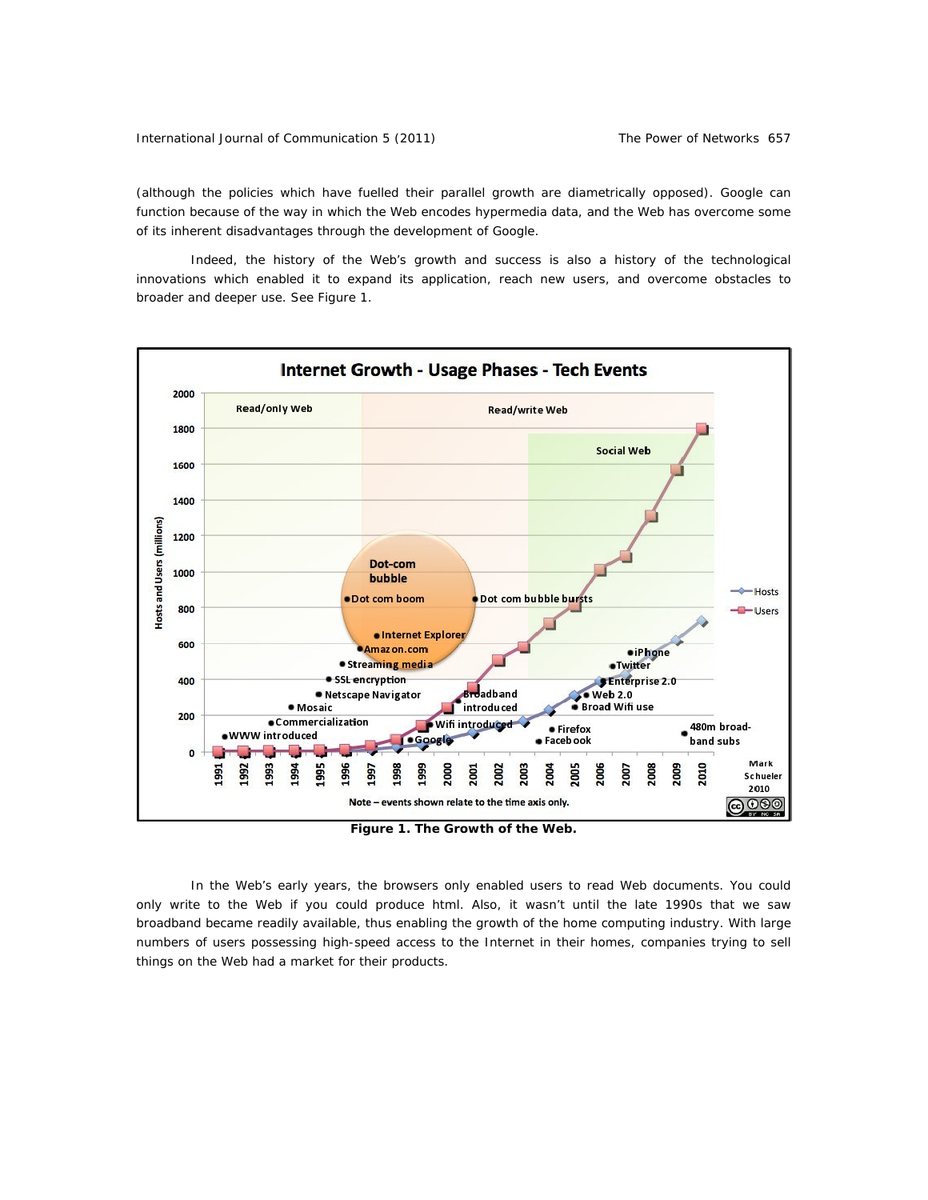(although the policies which have fuelled their parallel growth are diametrically opposed). Google can function because of the way in which the Web encodes hypermedia data, and the Web has overcome some of its inherent disadvantages through the development of Google.

Indeed, the history of the Web's growth and success is also a history of the technological innovations which enabled it to expand its application, reach new users, and overcome obstacles to broader and deeper use. See Figure 1.

Internet Growth - Usage Phases - Tech Events

Hosts and Users (millions)

2000
1800
1600
1400
1200
1000
800
600
400
200
0

Read/only Web
Read/write Web
Social Web
Dot-com bubble

Dot com boom
Dot com bubble bursts
Internet Explorer
Amazon.com
Streaming media
SSL encryption
Netscape Navigator
Mosaic
Commercialization
WWW introduced
Google
Wifi introduced
Broadband introduced
Firefox
Facebook
Web 2.0
Broad Wifi use
Enterprise 2.0
Twitter
iPhone
480m broad-band subs

1991 1992 1993 1994 1995 1996 1997 1998 1999 2000 2001 2002 2003 2004 2005 2006 2007 2008 2009 2010

Hosts
Users

Mark Schueler 2010

Note – events shown relate to the time axis only.

**Figure 1. The Growth of the Web.**

In the Web's early years, the browsers only enabled users to read Web documents. You could only write to the Web if you could produce html. Also, it wasn't until the late 1990s that we saw broadband became readily available, thus enabling the growth of the home computing industry. With large numbers of users possessing high-speed access to the Internet in their homes, companies trying to sell things on the Web had a market for their products.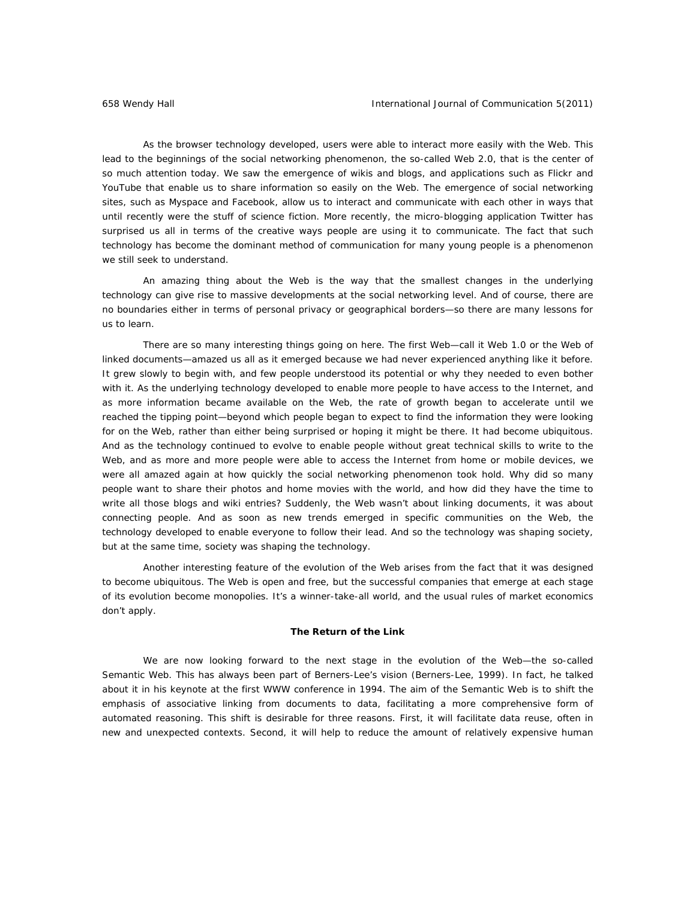As the browser technology developed, users were able to interact more easily with the Web. This lead to the beginnings of the social networking phenomenon, the so-called Web 2.0, that is the center of so much attention today. We saw the emergence of wikis and blogs, and applications such as Flickr and YouTube that enable us to share information so easily on the Web. The emergence of social networking sites, such as Myspace and Facebook, allow us to interact and communicate with each other in ways that until recently were the stuff of science fiction. More recently, the micro-blogging application Twitter has surprised us all in terms of the creative ways people are using it to communicate. The fact that such technology has become the dominant method of communication for many young people is a phenomenon we still seek to understand.

An amazing thing about the Web is the way that the smallest changes in the underlying technology can give rise to massive developments at the social networking level. And of course, there are no boundaries either in terms of personal privacy or geographical borders—so there are many lessons for us to learn.

There are so many interesting things going on here. The first Web—call it Web 1.0 or the Web of linked documents—amazed us all as it emerged because we had never experienced anything like it before. It grew slowly to begin with, and few people understood its potential or why they needed to even bother with it. As the underlying technology developed to enable more people to have access to the Internet, and as more information became available on the Web, the rate of growth began to accelerate until we reached the tipping point—beyond which people began to expect to find the information they were looking for on the Web, rather than either being surprised or hoping it might be there. It had become ubiquitous. And as the technology continued to evolve to enable people without great technical skills to write to the Web, and as more and more people were able to access the Internet from home or mobile devices, we were all amazed again at how quickly the social networking phenomenon took hold. Why did so many people want to share their photos and home movies with the world, and how did they have the time to write all those blogs and wiki entries? Suddenly, the Web wasn't about linking documents, it was about connecting people. And as soon as new trends emerged in specific communities on the Web, the technology developed to enable everyone to follow their lead. And so the technology was shaping society, but at the same time, society was shaping the technology.

Another interesting feature of the evolution of the Web arises from the fact that it was designed to become ubiquitous. The Web is open and free, but the successful companies that emerge at each stage of its evolution become monopolies. It's a winner-take-all world, and the usual rules of market economics don't apply.

## The Return of the Link

We are now looking forward to the next stage in the evolution of the Web—the so-called Semantic Web. This has always been part of Berners-Lee's vision (Berners-Lee, 1999). In fact, he talked about it in his keynote at the first WWW conference in 1994. The aim of the Semantic Web is to shift the emphasis of associative linking from documents to data, facilitating a more comprehensive form of automated reasoning. This shift is desirable for three reasons. First, it will facilitate data reuse, often in new and unexpected contexts. Second, it will help to reduce the amount of relatively expensive human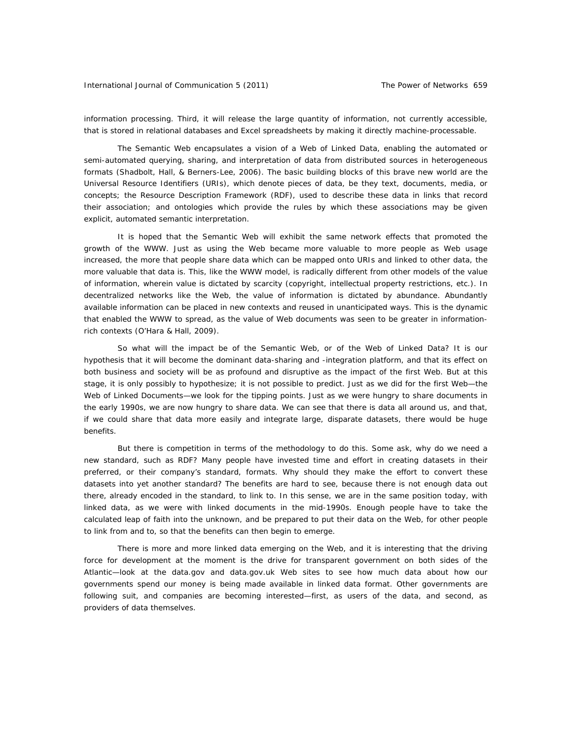information processing. Third, it will release the large quantity of information, not currently accessible, that is stored in relational databases and Excel spreadsheets by making it directly machine-processable.

The Semantic Web encapsulates a vision of a Web of Linked Data, enabling the automated or semi-automated querying, sharing, and interpretation of data from distributed sources in heterogeneous formats (Shadbolt, Hall, & Berners-Lee, 2006). The basic building blocks of this brave new world are the Universal Resource Identifiers (URIs), which denote pieces of data, be they text, documents, media, or concepts; the Resource Description Framework (RDF), used to describe these data in links that record their association; and ontologies which provide the rules by which these associations may be given explicit, automated semantic interpretation.

It is hoped that the Semantic Web will exhibit the same network effects that promoted the growth of the WWW. Just as using the Web became more valuable to more people as Web usage increased, the more that people share data which can be mapped onto URIs and linked to other data, the more valuable that data is. This, like the WWW model, is radically different from other models of the value of information, wherein value is dictated by scarcity (copyright, intellectual property restrictions, etc.). In decentralized networks like the Web, the value of information is dictated by abundance. Abundantly available information can be placed in new contexts and reused in unanticipated ways. This is the dynamic that enabled the WWW to spread, as the value of Web documents was seen to be greater in information-rich contexts (O'Hara & Hall, 2009).

So what will the impact be of the Semantic Web, or of the Web of Linked Data? It is our hypothesis that it will become the dominant data-sharing and -integration platform, and that its effect on both business and society will be as profound and disruptive as the impact of the first Web. But at this stage, it is only possibly to hypothesize; it is not possible to predict. Just as we did for the first Web—the Web of Linked Documents—we look for the tipping points. Just as we were hungry to share documents in the early 1990s, we are now hungry to share data. We can see that there is data all around us, and that, if we could share that data more easily and integrate large, disparate datasets, there would be huge benefits.

But there is competition in terms of the methodology to do this. Some ask, why do we need a new standard, such as RDF? Many people have invested time and effort in creating datasets in their preferred, or their company's standard, formats. Why should they make the effort to convert these datasets into yet another standard? The benefits are hard to see, because there is not enough data out there, already encoded in the standard, to link to. In this sense, we are in the same position today, with linked data, as we were with linked documents in the mid-1990s. Enough people have to take the calculated leap of faith into the unknown, and be prepared to put their data on the Web, for other people to link from and to, so that the benefits can then begin to emerge.

There is more and more linked data emerging on the Web, and it is interesting that the driving force for development at the moment is the drive for transparent government on both sides of the Atlantic—look at the data.gov and data.gov.uk Web sites to see how much data about how our governments spend our money is being made available in linked data format. Other governments are following suit, and companies are becoming interested—first, as users of the data, and second, as providers of data themselves.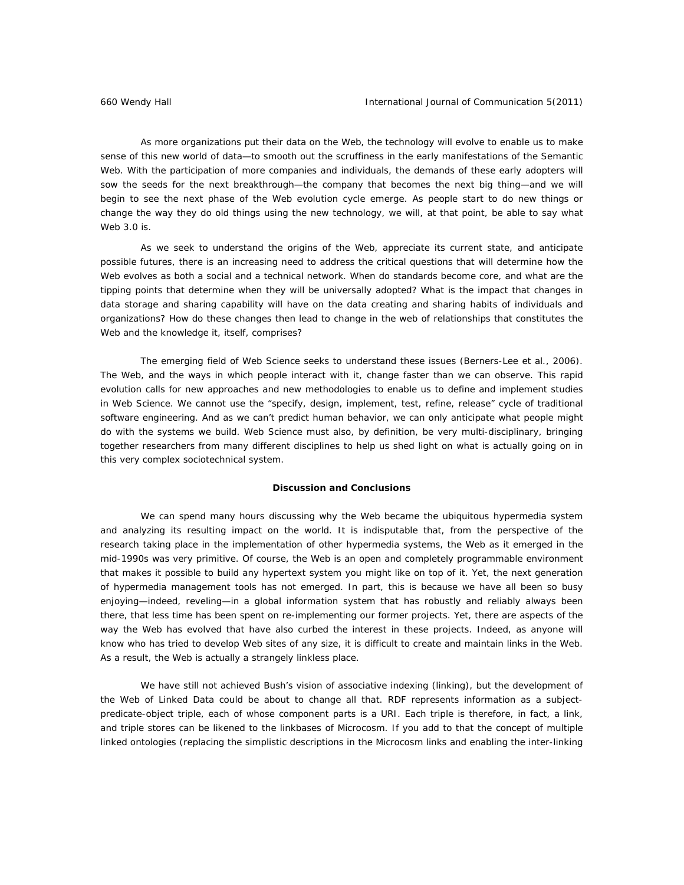As more organizations put their data on the Web, the technology will evolve to enable us to make sense of this new world of data—to smooth out the scruffiness in the early manifestations of the Semantic Web. With the participation of more companies and individuals, the demands of these early adopters will sow the seeds for the next breakthrough—the company that becomes the next big thing—and we will begin to see the next phase of the Web evolution cycle emerge. As people start to do new things or change the way they do old things using the new technology, we will, at that point, be able to say what Web 3.0 is.

As we seek to understand the origins of the Web, appreciate its current state, and anticipate possible futures, there is an increasing need to address the critical questions that will determine how the Web evolves as both a social and a technical network. When do standards become core, and what are the tipping points that determine when they will be universally adopted? What is the impact that changes in data storage and sharing capability will have on the data creating and sharing habits of individuals and organizations? How do these changes then lead to change in the web of relationships that constitutes the Web and the knowledge it, itself, comprises?

The emerging field of Web Science seeks to understand these issues (Berners-Lee et al., 2006). The Web, and the ways in which people interact with it, change faster than we can observe. This rapid evolution calls for new approaches and new methodologies to enable us to define and implement studies in Web Science. We cannot use the "specify, design, implement, test, refine, release" cycle of traditional software engineering. And as we can't predict human behavior, we can only anticipate what people might do with the systems we build. Web Science must also, by definition, be very multi-disciplinary, bringing together researchers from many different disciplines to help us shed light on what is actually going on in this very complex sociotechnical system.

## Discussion and Conclusions

We can spend many hours discussing why the Web became the ubiquitous hypermedia system and analyzing its resulting impact on the world. It is indisputable that, from the perspective of the research taking place in the implementation of other hypermedia systems, the Web as it emerged in the mid-1990s was very primitive. Of course, the Web is an open and completely programmable environment that makes it possible to build any hypertext system you might like on top of it. Yet, the next generation of hypermedia management tools has not emerged. In part, this is because we have all been so busy enjoying—indeed, reveling—in a global information system that has robustly and reliably always been there, that less time has been spent on re-implementing our former projects. Yet, there are aspects of the way the Web has evolved that have also curbed the interest in these projects. Indeed, as anyone will know who has tried to develop Web sites of any size, it is difficult to create and maintain links in the Web. As a result, the Web is actually a strangely linkless place.

We have still not achieved Bush's vision of associative indexing (linking), but the development of the Web of Linked Data could be about to change all that. RDF represents information as a subject-predicate-object triple, each of whose component parts is a URI. Each triple is therefore, in fact, a link, and triple stores can be likened to the linkbases of Microcosm. If you add to that the concept of multiple linked ontologies (replacing the simplistic descriptions in the Microcosm links and enabling the inter-linking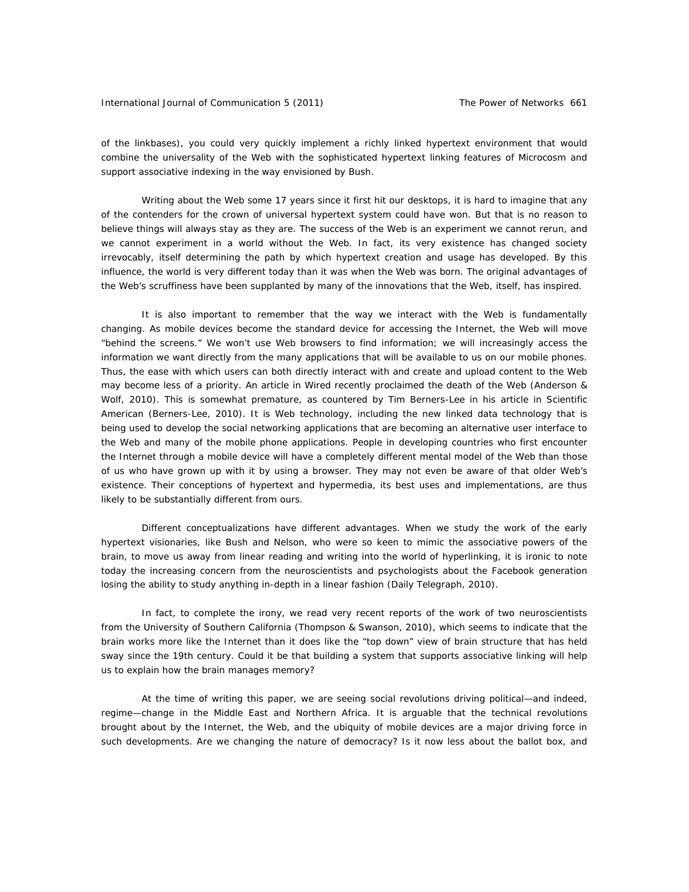of the linkbases), you could very quickly implement a richly linked hypertext environment that would combine the universality of the Web with the sophisticated hypertext linking features of Microcosm and support associative indexing in the way envisioned by Bush.

Writing about the Web some 17 years since it first hit our desktops, it is hard to imagine that any of the contenders for the crown of universal hypertext system could have won. But that is no reason to believe things will always stay as they are. The success of the Web is an experiment we cannot rerun, and we cannot experiment in a world without the Web. In fact, its very existence has changed society irrevocably, itself determining the path by which hypertext creation and usage has developed. By this influence, the world is very different today than it was when the Web was born. The original advantages of the Web's scruffiness have been supplanted by many of the innovations that the Web, itself, has inspired.

It is also important to remember that the way we interact with the Web is fundamentally changing. As mobile devices become the standard device for accessing the Internet, the Web will move "behind the screens." We won't use Web browsers to find information; we will increasingly access the information we want directly from the many applications that will be available to us on our mobile phones. Thus, the ease with which users can both directly interact with and create and upload content to the Web may become less of a priority. An article in Wired recently proclaimed the death of the Web (Anderson & Wolf, 2010). This is somewhat premature, as countered by Tim Berners-Lee in his article in Scientific American (Berners-Lee, 2010). It is Web technology, including the new linked data technology that is being used to develop the social networking applications that are becoming an alternative user interface to the Web and many of the mobile phone applications. People in developing countries who first encounter the Internet through a mobile device will have a completely different mental model of the Web than those of us who have grown up with it by using a browser. They may not even be aware of that older Web's existence. Their conceptions of hypertext and hypermedia, its best uses and implementations, are thus likely to be substantially different from ours.

Different conceptualizations have different advantages. When we study the work of the early hypertext visionaries, like Bush and Nelson, who were so keen to mimic the associative powers of the brain, to move us away from linear reading and writing into the world of hyperlinking, it is ironic to note today the increasing concern from the neuroscientists and psychologists about the Facebook generation losing the ability to study anything in-depth in a linear fashion (Daily Telegraph, 2010).

In fact, to complete the irony, we read very recent reports of the work of two neuroscientists from the University of Southern California (Thompson & Swanson, 2010), which seems to indicate that the brain works more like the Internet than it does like the "top down" view of brain structure that has held sway since the 19th century. Could it be that building a system that supports associative linking will help us to explain how the brain manages memory?

At the time of writing this paper, we are seeing social revolutions driving political—and indeed, regime—change in the Middle East and Northern Africa. It is arguable that the technical revolutions brought about by the Internet, the Web, and the ubiquity of mobile devices are a major driving force in such developments. Are we changing the nature of democracy? Is it now less about the ballot box, and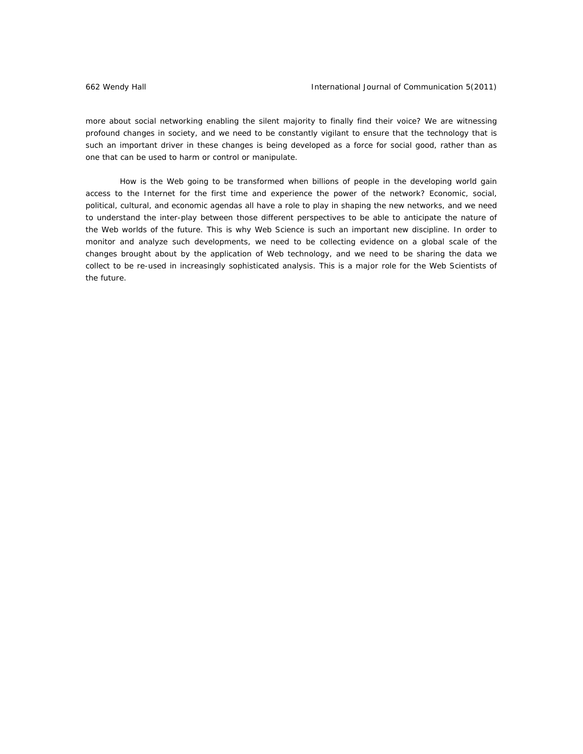more about social networking enabling the silent majority to finally find their voice? We are witnessing profound changes in society, and we need to be constantly vigilant to ensure that the technology that is such an important driver in these changes is being developed as a force for social good, rather than as one that can be used to harm or control or manipulate.

How is the Web going to be transformed when billions of people in the developing world gain access to the Internet for the first time and experience the power of the network? Economic, social, political, cultural, and economic agendas all have a role to play in shaping the new networks, and we need to understand the inter-play between those different perspectives to be able to anticipate the nature of the Web worlds of the future. This is why Web Science is such an important new discipline. In order to monitor and analyze such developments, we need to be collecting evidence on a global scale of the changes brought about by the application of Web technology, and we need to be sharing the data we collect to be re-used in increasingly sophisticated analysis. This is a major role for the Web Scientists of the future.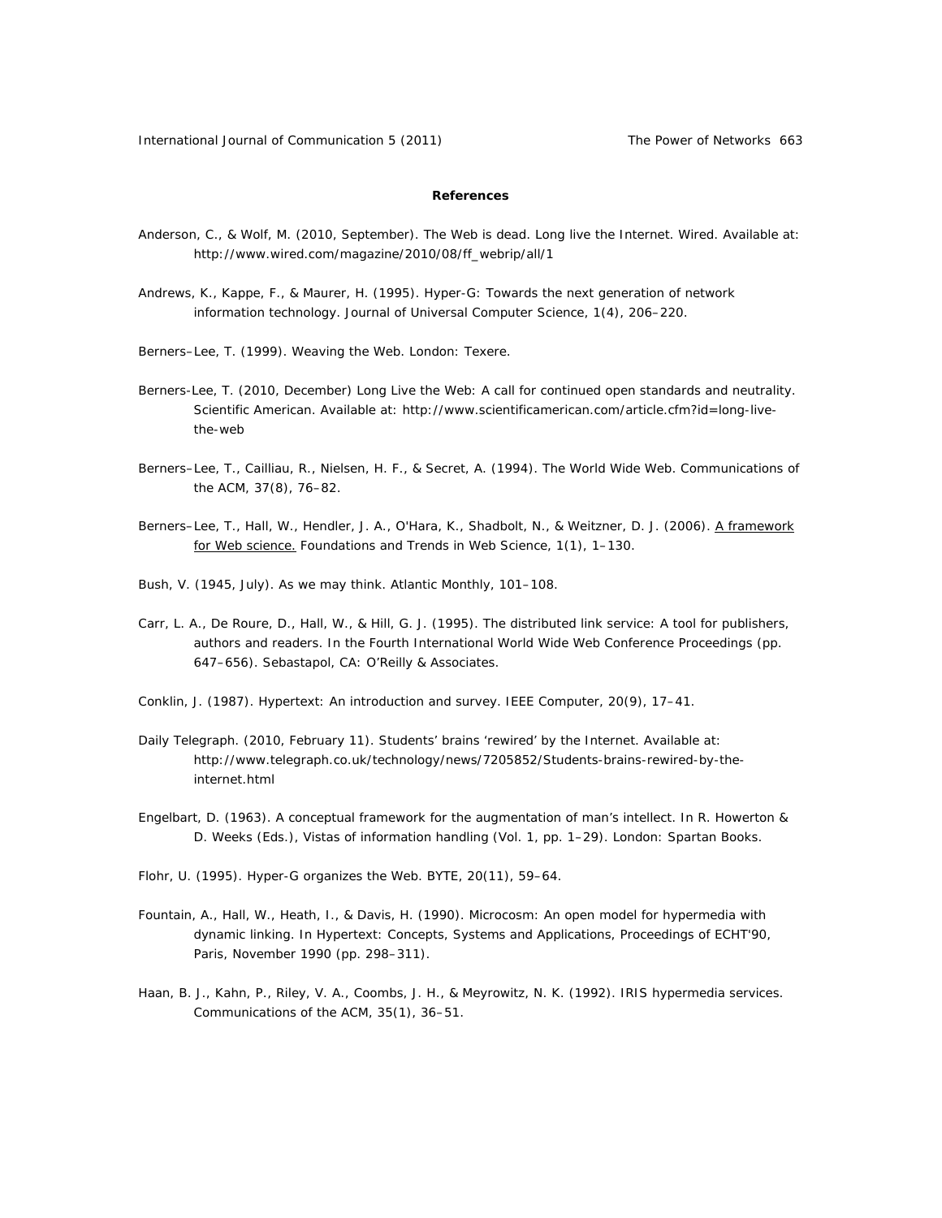**References**

Anderson, C., & Wolf, M. (2010, September). The Web is dead. Long live the Internet. Wired. Available at: http://www.wired.com/magazine/2010/08/ff_webrip/all/1

Andrews, K., Kappe, F., & Maurer, H. (1995). Hyper-G: Towards the next generation of network information technology. Journal of Universal Computer Science, 1(4), 206–220.

Berners–Lee, T. (1999). Weaving the Web. London: Texere.

Berners-Lee, T. (2010, December) Long Live the Web: A call for continued open standards and neutrality. Scientific American. Available at: http://www.scientificamerican.com/article.cfm?id=long-live-the-web

Berners–Lee, T., Cailliau, R., Nielsen, H. F., & Secret, A. (1994). The World Wide Web. Communications of the ACM, 37(8), 76–82.

Berners–Lee, T., Hall, W., Hendler, J. A., O'Hara, K., Shadbolt, N., & Weitzner, D. J. (2006). A framework for Web science. Foundations and Trends in Web Science, 1(1), 1–130.

Bush, V. (1945, July). As we may think. Atlantic Monthly, 101–108.

Carr, L. A., De Roure, D., Hall, W., & Hill, G. J. (1995). The distributed link service: A tool for publishers, authors and readers. In the Fourth International World Wide Web Conference Proceedings (pp. 647–656). Sebastapol, CA: O'Reilly & Associates.

Conklin, J. (1987). Hypertext: An introduction and survey. IEEE Computer, 20(9), 17–41.

Daily Telegraph. (2010, February 11). Students' brains 'rewired' by the Internet. Available at: http://www.telegraph.co.uk/technology/news/7205852/Students-brains-rewired-by-the-internet.html

Engelbart, D. (1963). A conceptual framework for the augmentation of man's intellect. In R. Howerton & D. Weeks (Eds.), Vistas of information handling (Vol. 1, pp. 1–29). London: Spartan Books.

Flohr, U. (1995). Hyper-G organizes the Web. BYTE, 20(11), 59–64.

Fountain, A., Hall, W., Heath, I., & Davis, H. (1990). Microcosm: An open model for hypermedia with dynamic linking. In Hypertext: Concepts, Systems and Applications, Proceedings of ECHT'90, Paris, November 1990 (pp. 298–311).

Haan, B. J., Kahn, P., Riley, V. A., Coombs, J. H., & Meyrowitz, N. K. (1992). IRIS hypermedia services. Communications of the ACM, 35(1), 36–51.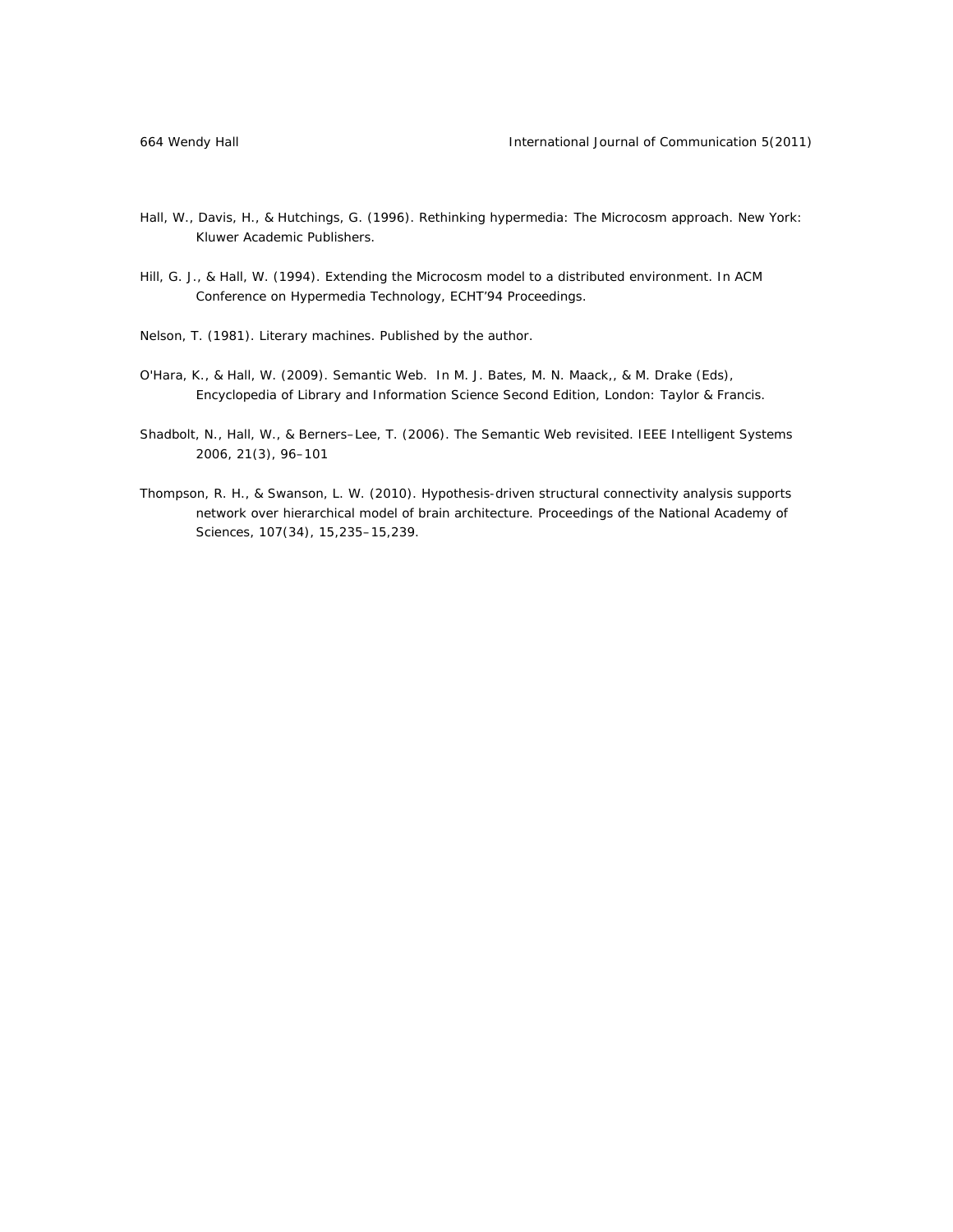Hall, W., Davis, H., & Hutchings, G. (1996). Rethinking hypermedia: The Microcosm approach. New York: Kluwer Academic Publishers.

Hill, G. J., & Hall, W. (1994). Extending the Microcosm model to a distributed environment. In ACM Conference on Hypermedia Technology, ECHT'94 Proceedings.

Nelson, T. (1981). Literary machines. Published by the author.

O'Hara, K., & Hall, W. (2009). Semantic Web. In M. J. Bates, M. N. Maack,, & M. Drake (Eds), Encyclopedia of Library and Information Science Second Edition, London: Taylor & Francis.

Shadbolt, N., Hall, W., & Berners–Lee, T. (2006). The Semantic Web revisited. IEEE Intelligent Systems 2006, 21(3), 96–101

Thompson, R. H., & Swanson, L. W. (2010). Hypothesis-driven structural connectivity analysis supports network over hierarchical model of brain architecture. Proceedings of the National Academy of Sciences, 107(34), 15,235–15,239.